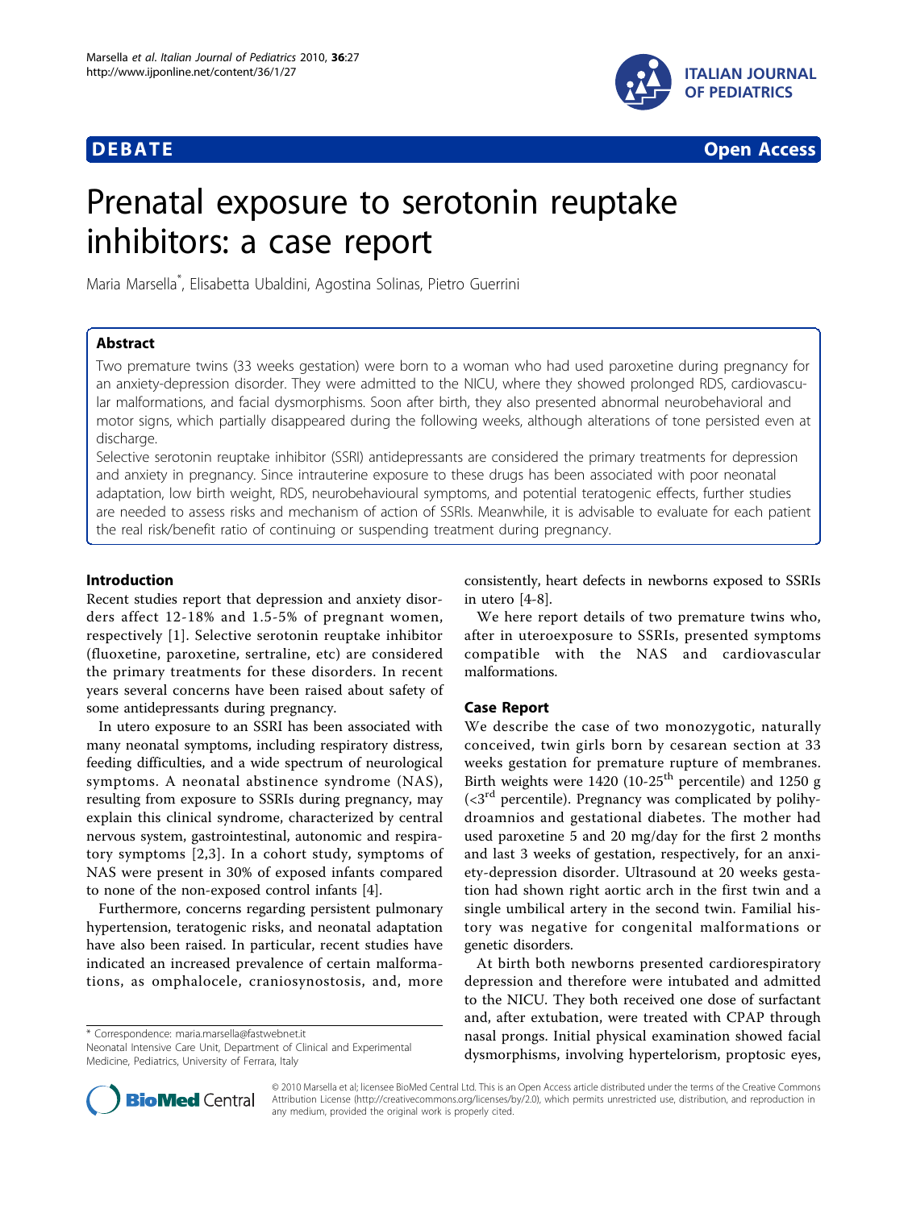DEBATE Open Access

# Prenatal exposure to serotonin reuptake inhibitors: a case report

Maria Marsella*, Elisabetta Ubaldini, Agostina Solinas, Pietro Guerrini

## Abstract

Two premature twins (33 weeks gestation) were born to a woman who had used paroxetine during pregnancy for an anxiety-depression disorder. They were admitted to the NICU, where they showed prolonged RDS, cardiovascular malformations, and facial dysmorphisms. Soon after birth, they also presented abnormal neurobehavioral and motor signs, which partially disappeared during the following weeks, although alterations of tone persisted even at discharge.

Selective serotonin reuptake inhibitor (SSRI) antidepressants are considered the primary treatments for depression and anxiety in pregnancy. Since intrauterine exposure to these drugs has been associated with poor neonatal adaptation, low birth weight, RDS, neurobehavioural symptoms, and potential teratogenic effects, further studies are needed to assess risks and mechanism of action of SSRIs. Meanwhile, it is advisable to evaluate for each patient the real risk/benefit ratio of continuing or suspending treatment during pregnancy.

## Introduction

Recent studies report that depression and anxiety disorders affect 12-18% and 1.5-5% of pregnant women, respectively [1]. Selective serotonin reuptake inhibitor (fluoxetine, paroxetine, sertraline, etc) are considered the primary treatments for these disorders. In recent years several concerns have been raised about safety of some antidepressants during pregnancy.

In utero exposure to an SSRI has been associated with many neonatal symptoms, including respiratory distress, feeding difficulties, and a wide spectrum of neurological symptoms. A neonatal abstinence syndrome (NAS), resulting from exposure to SSRIs during pregnancy, may explain this clinical syndrome, characterized by central nervous system, gastrointestinal, autonomic and respiratory symptoms [2,3]. In a cohort study, symptoms of NAS were present in 30% of exposed infants compared to none of the non-exposed control infants [4].

Furthermore, concerns regarding persistent pulmonary hypertension, teratogenic risks, and neonatal adaptation have also been raised. In particular, recent studies have indicated an increased prevalence of certain malformations, as omphalocele, craniosynostosis, and, more consistently, heart defects in newborns exposed to SSRIs in utero [4-8].

We here report details of two premature twins who, after in uteroexposure to SSRIs, presented symptoms compatible with the NAS and cardiovascular malformations.

## Case Report

We describe the case of two monozygotic, naturally conceived, twin girls born by cesarean section at 33 weeks gestation for premature rupture of membranes. Birth weights were 1420 (10-25$^{th}$ percentile) and 1250 g (<3$^{rd}$ percentile). Pregnancy was complicated by polihydroamnios and gestational diabetes. The mother had used paroxetine 5 and 20 mg/day for the first 2 months and last 3 weeks of gestation, respectively, for an anxiety-depression disorder. Ultrasound at 20 weeks gestation had shown right aortic arch in the first twin and a single umbilical artery in the second twin. Familial history was negative for congenital malformations or genetic disorders.

At birth both newborns presented cardiorespiratory depression and therefore were intubated and admitted to the NICU. They both received one dose of surfactant and, after extubation, were treated with CPAP through nasal prongs. Initial physical examination showed facial dysmorphisms, involving hypertelorism, proptosic eyes,

* Correspondence: maria.marsella@fastwebnet.it
Neonatal Intensive Care Unit, Department of Clinical and Experimental Medicine, Pediatrics, University of Ferrara, Italy

© 2010 Marsella et al; licensee BioMed Central Ltd. This is an Open Access article distributed under the terms of the Creative Commons Attribution License (http://creativecommons.org/licenses/by/2.0), which permits unrestricted use, distribution, and reproduction in any medium, provided the original work is properly cited.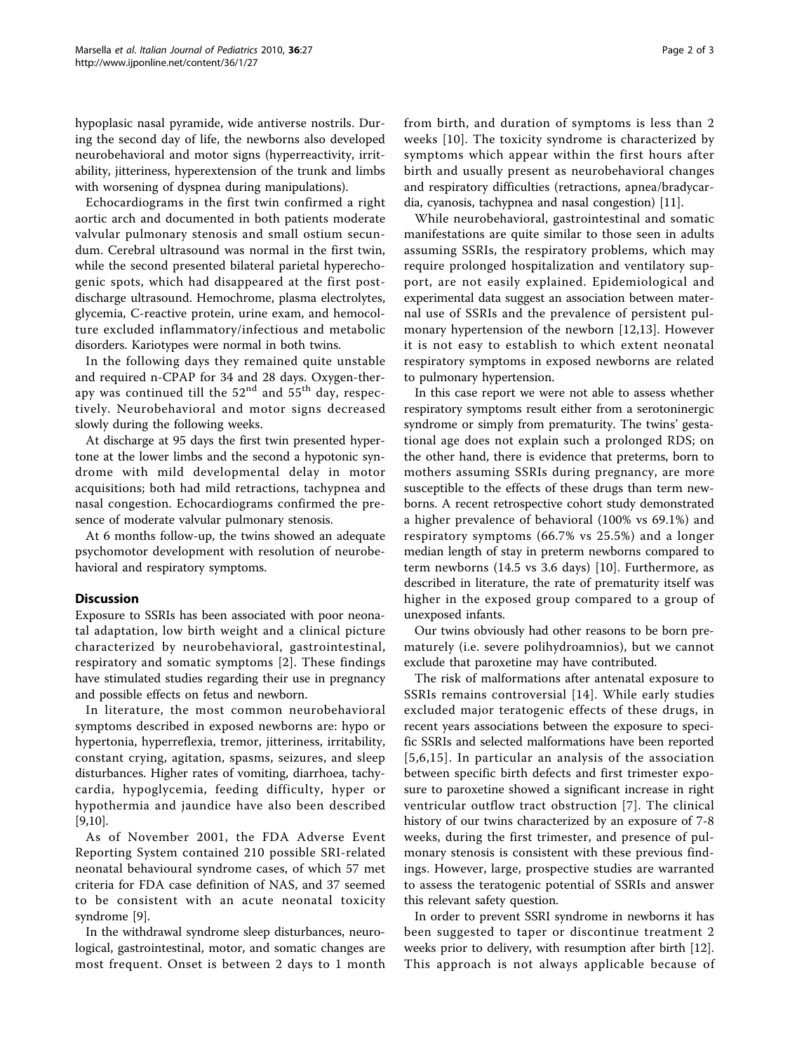hypoplasic nasal pyramide, wide antiverse nostrils. During the second day of life, the newborns also developed neurobehavioral and motor signs (hyperreactivity, irritability, jitteriness, hyperextension of the trunk and limbs with worsening of dyspnea during manipulations).

Echocardiograms in the first twin confirmed a right aortic arch and documented in both patients moderate valvular pulmonary stenosis and small ostium secundum. Cerebral ultrasound was normal in the first twin, while the second presented bilateral parietal hyperechogenic spots, which had disappeared at the first post-discharge ultrasound. Hemochrome, plasma electrolytes, glycemia, C-reactive protein, urine exam, and hemocolture excluded inflammatory/infectious and metabolic disorders. Kariotypes were normal in both twins.

In the following days they remained quite unstable and required n-CPAP for 34 and 28 days. Oxygen-therapy was continued till the 52nd and 55th day, respectively. Neurobehavioral and motor signs decreased slowly during the following weeks.

At discharge at 95 days the first twin presented hypertone at the lower limbs and the second a hypotonic syndrome with mild developmental delay in motor acquisitions; both had mild retractions, tachypnea and nasal congestion. Echocardiograms confirmed the presence of moderate valvular pulmonary stenosis.

At 6 months follow-up, the twins showed an adequate psychomotor development with resolution of neurobehavioral and respiratory symptoms.

## Discussion

Exposure to SSRIs has been associated with poor neonatal adaptation, low birth weight and a clinical picture characterized by neurobehavioral, gastrointestinal, respiratory and somatic symptoms [2]. These findings have stimulated studies regarding their use in pregnancy and possible effects on fetus and newborn.

In literature, the most common neurobehavioral symptoms described in exposed newborns are: hypo or hypertonia, hyperreflexia, tremor, jitteriness, irritability, constant crying, agitation, spasms, seizures, and sleep disturbances. Higher rates of vomiting, diarrhoea, tachycardia, hypoglycemia, feeding difficulty, hyper or hypothermia and jaundice have also been described [9,10].

As of November 2001, the FDA Adverse Event Reporting System contained 210 possible SRI-related neonatal behavioural syndrome cases, of which 57 met criteria for FDA case definition of NAS, and 37 seemed to be consistent with an acute neonatal toxicity syndrome [9].

In the withdrawal syndrome sleep disturbances, neurological, gastrointestinal, motor, and somatic changes are most frequent. Onset is between 2 days to 1 month from birth, and duration of symptoms is less than 2 weeks [10]. The toxicity syndrome is characterized by symptoms which appear within the first hours after birth and usually present as neurobehavioral changes and respiratory difficulties (retractions, apnea/bradycardia, cyanosis, tachypnea and nasal congestion) [11].

While neurobehavioral, gastrointestinal and somatic manifestations are quite similar to those seen in adults assuming SSRIs, the respiratory problems, which may require prolonged hospitalization and ventilatory support, are not easily explained. Epidemiological and experimental data suggest an association between maternal use of SSRIs and the prevalence of persistent pulmonary hypertension of the newborn [12,13]. However it is not easy to establish to which extent neonatal respiratory symptoms in exposed newborns are related to pulmonary hypertension.

In this case report we were not able to assess whether respiratory symptoms result either from a serotoninergic syndrome or simply from prematurity. The twins' gestational age does not explain such a prolonged RDS; on the other hand, there is evidence that preterms, born to mothers assuming SSRIs during pregnancy, are more susceptible to the effects of these drugs than term newborns. A recent retrospective cohort study demonstrated a higher prevalence of behavioral (100% vs 69.1%) and respiratory symptoms (66.7% vs 25.5%) and a longer median length of stay in preterm newborns compared to term newborns (14.5 vs 3.6 days) [10]. Furthermore, as described in literature, the rate of prematurity itself was higher in the exposed group compared to a group of unexposed infants.

Our twins obviously had other reasons to be born prematurely (i.e. severe polihydroamnios), but we cannot exclude that paroxetine may have contributed.

The risk of malformations after antenatal exposure to SSRIs remains controversial [14]. While early studies excluded major teratogenic effects of these drugs, in recent years associations between the exposure to specific SSRIs and selected malformations have been reported [5,6,15]. In particular an analysis of the association between specific birth defects and first trimester exposure to paroxetine showed a significant increase in right ventricular outflow tract obstruction [7]. The clinical history of our twins characterized by an exposure of 7-8 weeks, during the first trimester, and presence of pulmonary stenosis is consistent with these previous findings. However, large, prospective studies are warranted to assess the teratogenic potential of SSRIs and answer this relevant safety question.

In order to prevent SSRI syndrome in newborns it has been suggested to taper or discontinue treatment 2 weeks prior to delivery, with resumption after birth [12]. This approach is not always applicable because of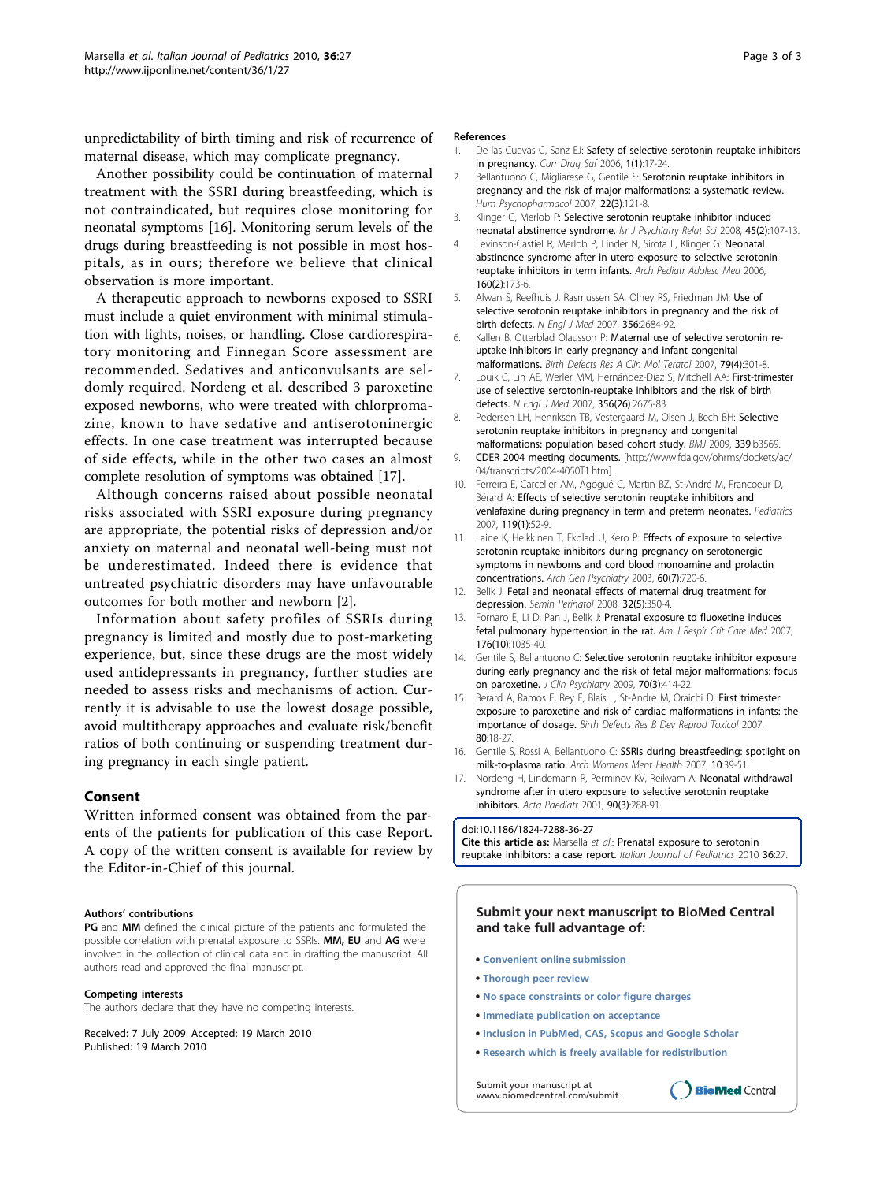unpredictability of birth timing and risk of recurrence of maternal disease, which may complicate pregnancy.

Another possibility could be continuation of maternal treatment with the SSRI during breastfeeding, which is not contraindicated, but requires close monitoring for neonatal symptoms [16]. Monitoring serum levels of the drugs during breastfeeding is not possible in most hospitals, as in ours; therefore we believe that clinical observation is more important.

A therapeutic approach to newborns exposed to SSRI must include a quiet environment with minimal stimulation with lights, noises, or handling. Close cardiorespiratory monitoring and Finnegan Score assessment are recommended. Sedatives and anticonvulsants are seldomly required. Nordeng et al. described 3 paroxetine exposed newborns, who were treated with chlorpromazine, known to have sedative and antiserotoninergic effects. In one case treatment was interrupted because of side effects, while in the other two cases an almost complete resolution of symptoms was obtained [17].

Although concerns raised about possible neonatal risks associated with SSRI exposure during pregnancy are appropriate, the potential risks of depression and/or anxiety on maternal and neonatal well-being must not be underestimated. Indeed there is evidence that untreated psychiatric disorders may have unfavourable outcomes for both mother and newborn [2].

Information about safety profiles of SSRIs during pregnancy is limited and mostly due to post-marketing experience, but, since these drugs are the most widely used antidepressants in pregnancy, further studies are needed to assess risks and mechanisms of action. Currently it is advisable to use the lowest dosage possible, avoid multitherapy approaches and evaluate risk/benefit ratios of both continuing or suspending treatment during pregnancy in each single patient.

## Consent

Written informed consent was obtained from the parents of the patients for publication of this case Report. A copy of the written consent is available for review by the Editor-in-Chief of this journal.

#### Authors' contributions

**PG** and **MM** defined the clinical picture of the patients and formulated the possible correlation with prenatal exposure to SSRIs. **MM, EU** and **AG** were involved in the collection of clinical data and in drafting the manuscript. All authors read and approved the final manuscript.

#### Competing interests

The authors declare that they have no competing interests.

Received: 7 July 2009 Accepted: 19 March 2010
Published: 19 March 2010

#### References

1. De las Cuevas C, Sanz EJ: **Safety of selective serotonin reuptake inhibitors in pregnancy.** *Curr Drug Saf* 2006, **1(1)**:17-24.
2. Bellantuono C, Migliarese G, Gentile S: **Serotonin reuptake inhibitors in pregnancy and the risk of major malformations: a systematic review.** *Hum Psychopharmacol* 2007, **22(3)**:121-8.
3. Klinger G, Merlob P: **Selective serotonin reuptake inhibitor induced neonatal abstinence syndrome.** *Isr J Psychiatry Relat Sci* 2008, **45(2)**:107-13.
4. Levinson-Castiel R, Merlob P, Linder N, Sirota L, Klinger G: **Neonatal abstinence syndrome after in utero exposure to selective serotonin reuptake inhibitors in term infants.** *Arch Pediatr Adolesc Med* 2006, **160(2)**:173-6.
5. Alwan S, Reefhuis J, Rasmussen SA, Olney RS, Friedman JM: **Use of selective serotonin reuptake inhibitors in pregnancy and the risk of birth defects.** *N Engl J Med* 2007, **356**:2684-92.
6. Kallen B, Otterblad Olausson P: **Maternal use of selective serotonin re-uptake inhibitors in early pregnancy and infant congenital malformations.** *Birth Defects Res A Clin Mol Teratol* 2007, **79(4)**:301-8.
7. Louik C, Lin AE, Werler MM, Hernández-Díaz S, Mitchell AA: **First-trimester use of selective serotonin-reuptake inhibitors and the risk of birth defects.** *N Engl J Med* 2007, **356(26)**:2675-83.
8. Pedersen LH, Henriksen TB, Vestergaard M, Olsen J, Bech BH: **Selective serotonin reuptake inhibitors in pregnancy and congenital malformations: population based cohort study.** *BMJ* 2009, **339**:b3569.
9. **CDER 2004 meeting documents.** [http://www.fda.gov/ohrms/dockets/ac/04/transcripts/2004-4050T1.htm].
10. Ferreira E, Carceller AM, Agogué C, Martin BZ, St-André M, Francoeur D, Bérard A: **Effects of selective serotonin reuptake inhibitors and venlafaxine during pregnancy in term and preterm neonates.** *Pediatrics* 2007, **119(1)**:52-9.
11. Laine K, Heikkinen T, Ekblad U, Kero P: **Effects of exposure to selective serotonin reuptake inhibitors during pregnancy on serotonergic symptoms in newborns and cord blood monoamine and prolactin concentrations.** *Arch Gen Psychiatry* 2003, **60(7)**:720-6.
12. Belik J: **Fetal and neonatal effects of maternal drug treatment for depression.** *Semin Perinatol* 2008, **32(5)**:350-4.
13. Fornaro E, Li D, Pan J, Belik J: **Prenatal exposure to fluoxetine induces fetal pulmonary hypertension in the rat.** *Am J Respir Crit Care Med* 2007, **176(10)**:1035-40.
14. Gentile S, Bellantuono C: **Selective serotonin reuptake inhibitor exposure during early pregnancy and the risk of fetal major malformations: focus on paroxetine.** *J Clin Psychiatry* 2009, **70(3)**:414-22.
15. Berard A, Ramos E, Rey E, Blais L, St-Andre M, Oraichi D: **First trimester exposure to paroxetine and risk of cardiac malformations in infants: the importance of dosage.** *Birth Defects Res B Dev Reprod Toxicol* 2007, **80**:18-27.
16. Gentile S, Rossi A, Bellantuono C: **SSRIs during breastfeeding: spotlight on milk-to-plasma ratio.** *Arch Womens Ment Health* 2007, **10**:39-51.
17. Nordeng H, Lindemann R, Perminov KV, Reikvam A: **Neonatal withdrawal syndrome after in utero exposure to selective serotonin reuptake inhibitors.** *Acta Paediatr* 2001, **90(3)**:288-91.

doi:10.1186/1824-7288-36-27
**Cite this article as:** Marsella *et al.*: Prenatal exposure to serotonin reuptake inhibitors: a case report. *Italian Journal of Pediatrics* 2010 **36**:27.

**Submit your next manuscript to BioMed Central and take full advantage of:**

- Convenient online submission
- Thorough peer review
- No space constraints or color figure charges
- Immediate publication on acceptance
- Inclusion in PubMed, CAS, Scopus and Google Scholar
- Research which is freely available for redistribution

Submit your manuscript at
www.biomedcentral.com/submit

BioMed Central